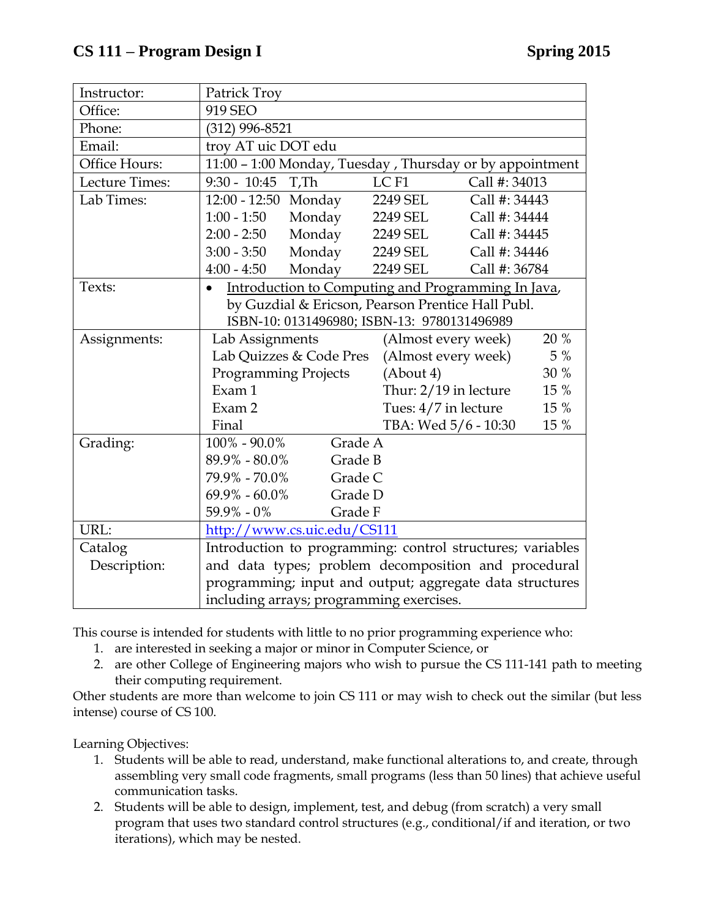# CS 111 – Program Design I Spring 2015

| | |
|---|---|
| Instructor: | Patrick Troy |
| Office: | 919 SEO |
| Phone: | (312) 996-8521 |
| Email: | troy AT uic DOT edu |
| Office Hours: | 11:00 – 1:00 Monday, Tuesday , Thursday or by appointment |
| Lecture Times: | 9:30 - 10:45 T,Th LC F1 Call #: 34013 |
| Lab Times: | 12:00 - 12:50 Monday 2249 SEL Call #: 34443<br>1:00 - 1:50 Monday 2249 SEL Call #: 34444<br>2:00 - 2:50 Monday 2249 SEL Call #: 34445<br>3:00 - 3:50 Monday 2249 SEL Call #: 34446<br>4:00 - 4:50 Monday 2249 SEL Call #: 36784 |
| Texts: | • Introduction to Computing and Programming In Java, by Guzdial & Ericson, Pearson Prentice Hall Publ. ISBN-10: 0131496980; ISBN-13: 9780131496989 |
| Assignments: | Lab Assignments (Almost every week) 20 %<br>Lab Quizzes & Code Pres (Almost every week) 5 %<br>Programming Projects (About 4) 30 %<br>Exam 1 Thur: 2/19 in lecture 15 %<br>Exam 2 Tues: 4/7 in lecture 15 %<br>Final TBA: Wed 5/6 - 10:30 15 % |
| Grading: | 100% - 90.0% Grade A<br>89.9% - 80.0% Grade B<br>79.9% - 70.0% Grade C<br>69.9% - 60.0% Grade D<br>59.9% - 0% Grade F |
| URL: | http://www.cs.uic.edu/CS111 |
| Catalog Description: | Introduction to programming: control structures; variables and data types; problem decomposition and procedural programming; input and output; aggregate data structures including arrays; programming exercises. |

This course is intended for students with little to no prior programming experience who:

1. are interested in seeking a major or minor in Computer Science, or
2. are other College of Engineering majors who wish to pursue the CS 111-141 path to meeting their computing requirement.

Other students are more than welcome to join CS 111 or may wish to check out the similar (but less intense) course of CS 100.

Learning Objectives:

1. Students will be able to read, understand, make functional alterations to, and create, through assembling very small code fragments, small programs (less than 50 lines) that achieve useful communication tasks.
2. Students will be able to design, implement, test, and debug (from scratch) a very small program that uses two standard control structures (e.g., conditional/if and iteration, or two iterations), which may be nested.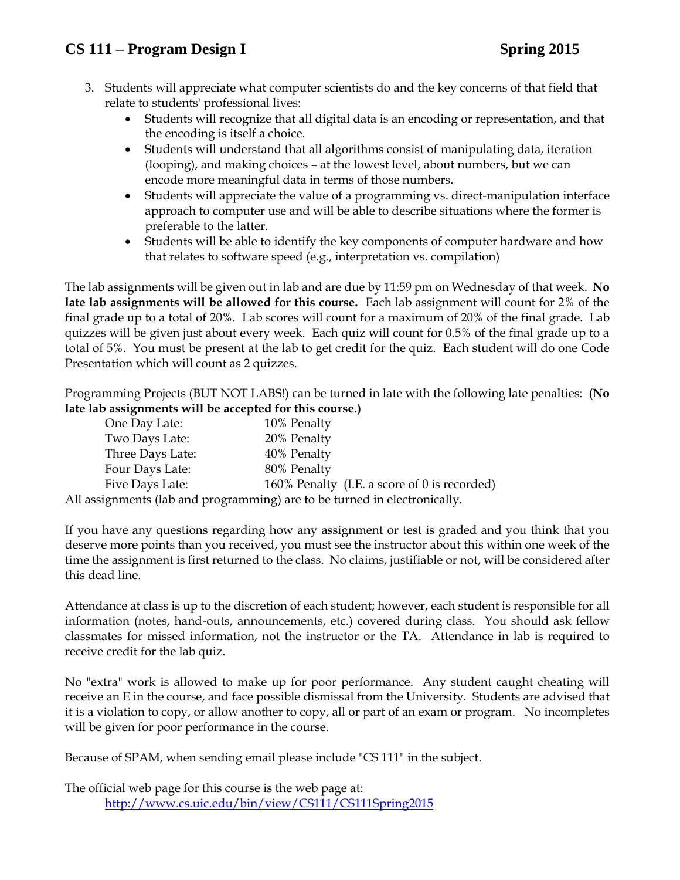3. Students will appreciate what computer scientists do and the key concerns of that field that relate to students' professional lives:
   - Students will recognize that all digital data is an encoding or representation, and that the encoding is itself a choice.
   - Students will understand that all algorithms consist of manipulating data, iteration (looping), and making choices – at the lowest level, about numbers, but we can encode more meaningful data in terms of those numbers.
   - Students will appreciate the value of a programming vs. direct-manipulation interface approach to computer use and will be able to describe situations where the former is preferable to the latter.
   - Students will be able to identify the key components of computer hardware and how that relates to software speed (e.g., interpretation vs. compilation)

The lab assignments will be given out in lab and are due by 11:59 pm on Wednesday of that week. **No late lab assignments will be allowed for this course.** Each lab assignment will count for 2% of the final grade up to a total of 20%. Lab scores will count for a maximum of 20% of the final grade. Lab quizzes will be given just about every week. Each quiz will count for 0.5% of the final grade up to a total of 5%. You must be present at the lab to get credit for the quiz. Each student will do one Code Presentation which will count as 2 quizzes.

Programming Projects (BUT NOT LABS!) can be turned in late with the following late penalties: **(No late lab assignments will be accepted for this course.)**

| | |
|---|---|
| One Day Late: | 10% Penalty |
| Two Days Late: | 20% Penalty |
| Three Days Late: | 40% Penalty |
| Four Days Late: | 80% Penalty |
| Five Days Late: | 160% Penalty (I.E. a score of 0 is recorded) |

All assignments (lab and programming) are to be turned in electronically.

If you have any questions regarding how any assignment or test is graded and you think that you deserve more points than you received, you must see the instructor about this within one week of the time the assignment is first returned to the class. No claims, justifiable or not, will be considered after this dead line.

Attendance at class is up to the discretion of each student; however, each student is responsible for all information (notes, hand-outs, announcements, etc.) covered during class. You should ask fellow classmates for missed information, not the instructor or the TA. Attendance in lab is required to receive credit for the lab quiz.

No "extra" work is allowed to make up for poor performance. Any student caught cheating will receive an E in the course, and face possible dismissal from the University. Students are advised that it is a violation to copy, or allow another to copy, all or part of an exam or program. No incompletes will be given for poor performance in the course.

Because of SPAM, when sending email please include "CS 111" in the subject.

The official web page for this course is the web page at:
    http://www.cs.uic.edu/bin/view/CS111/CS111Spring2015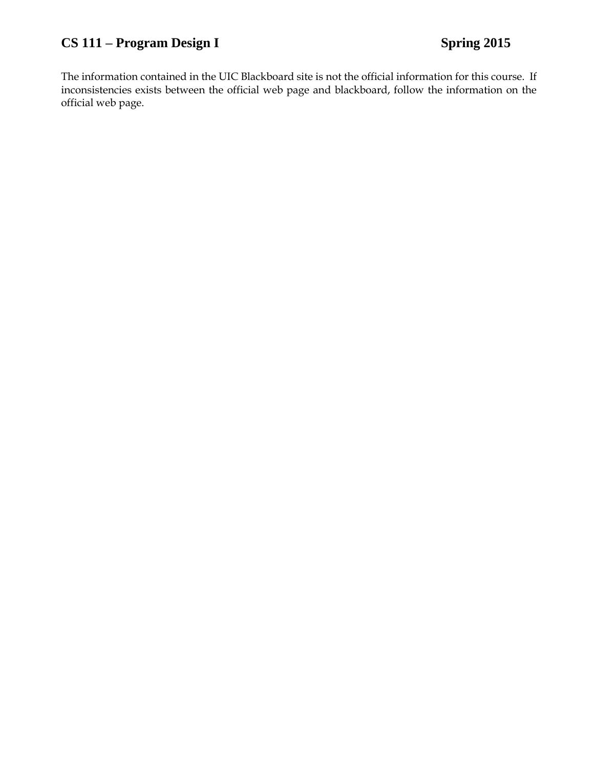The information contained in the UIC Blackboard site is not the official information for this course. If inconsistencies exists between the official web page and blackboard, follow the information on the official web page.